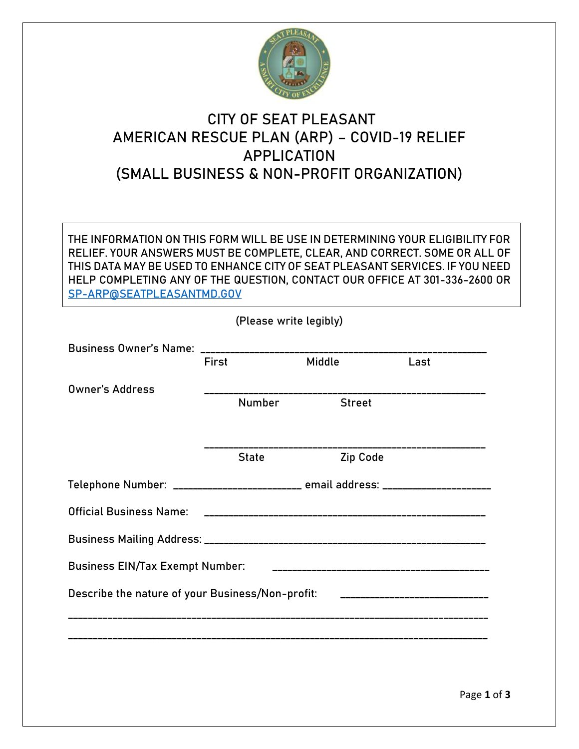# CITY OF SEAT PLEASANT
# AMERICAN RESCUE PLAN (ARP) – COVID-19 RELIEF APPLICATION
# (SMALL BUSINESS & NON-PROFIT ORGANIZATION)

THE INFORMATION ON THIS FORM WILL BE USE IN DETERMINING YOUR ELIGIBILITY FOR RELIEF. YOUR ANSWERS MUST BE COMPLETE, CLEAR, AND CORRECT. SOME OR ALL OF THIS DATA MAY BE USED TO ENHANCE CITY OF SEAT PLEASANT SERVICES. IF YOU NEED HELP COMPLETING ANY OF THE QUESTION, CONTACT OUR OFFICE AT 301-336-2600 OR SP-ARP@SEATPLEASANTMD.GOV

(Please write legibly)

Business Owner's Name: ______________________________________________________
First Middle Last

Owner's Address ______________________________________________________
Number Street

______________________________________________________
State Zip Code

Telephone Number: ______________________ email address: ___________________

Official Business Name: ______________________________________________________

Business Mailing Address: ______________________________________________________

Business EIN/Tax Exempt Number: ________________________________________

Describe the nature of your Business/Non-profit: ___________________________

______________________________________________________________________________

______________________________________________________________________________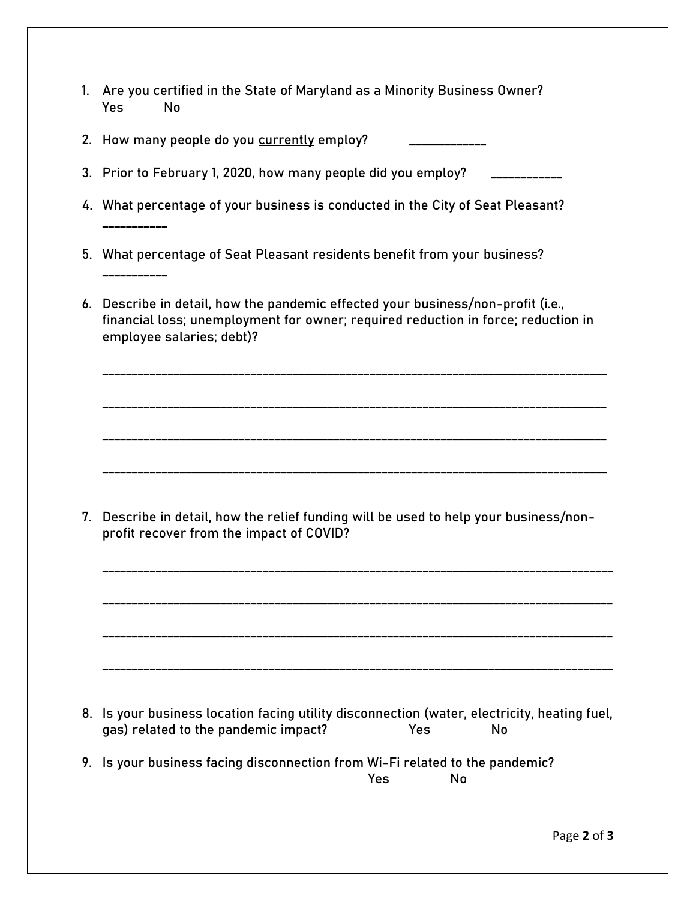1. Are you certified in the State of Maryland as a Minority Business Owner?
   Yes No

2. How many people do you <u>currently</u> employ? ____________

3. Prior to February 1, 2020, how many people did you employ? ___________

4. What percentage of your business is conducted in the City of Seat Pleasant?
   __________

5. What percentage of Seat Pleasant residents benefit from your business?
   __________

6. Describe in detail, how the pandemic effected your business/non-profit (i.e., financial loss; unemployment for owner; required reduction in force; reduction in employee salaries; debt)?

   ________________________________________________________________________________

   ________________________________________________________________________________

   ________________________________________________________________________________

   ________________________________________________________________________________

7. Describe in detail, how the relief funding will be used to help your business/non-profit recover from the impact of COVID?

   ________________________________________________________________________________

   ________________________________________________________________________________

   ________________________________________________________________________________

   ________________________________________________________________________________

8. Is your business location facing utility disconnection (water, electricity, heating fuel, gas) related to the pandemic impact? Yes No

9. Is your business facing disconnection from Wi-Fi related to the pandemic?
   Yes No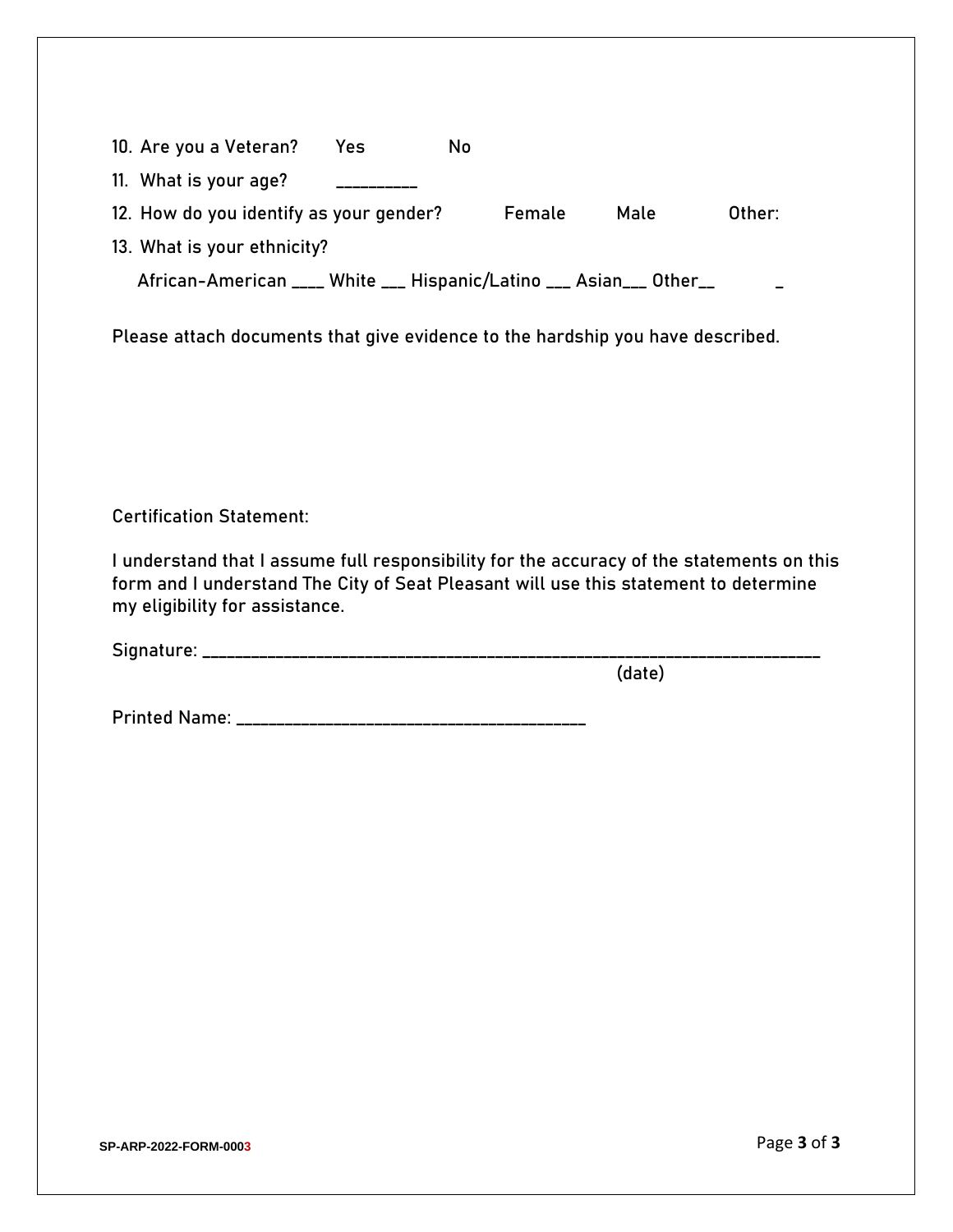10. Are you a Veteran? Yes No
11. What is your age? _________
12. How do you identify as your gender? Female Male Other:
13. What is your ethnicity?

African-American ____ White ___ Hispanic/Latino ___ Asian___ Other__ _

Please attach documents that give evidence to the hardship you have described.

Certification Statement:

I understand that I assume full responsibility for the accuracy of the statements on this form and I understand The City of Seat Pleasant will use this statement to determine my eligibility for assistance.

Signature: ______________________________________________________________________
(date)

Printed Name: _______________________________________

SP-ARP-2022-FORM-0003